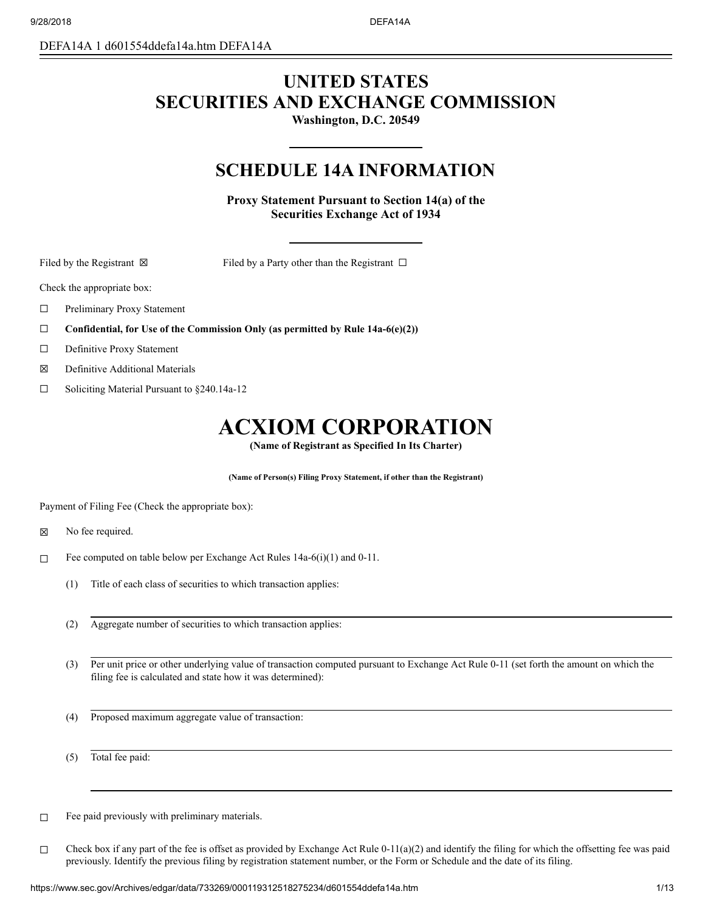DEFA14A 1 d601554ddefa14a.htm DEFA14A

# UNITED STATES
# SECURITIES AND EXCHANGE COMMISSION

**Washington, D.C. 20549**

## SCHEDULE 14A INFORMATION

**Proxy Statement Pursuant to Section 14(a) of the Securities Exchange Act of 1934**

Filed by the Registrant ☒ Filed by a Party other than the Registrant ☐

Check the appropriate box:

☐ Preliminary Proxy Statement

☐ **Confidential, for Use of the Commission Only (as permitted by Rule 14a-6(e)(2))**

☐ Definitive Proxy Statement

☒ Definitive Additional Materials

☐ Soliciting Material Pursuant to §240.14a-12

# ACXIOM CORPORATION

**(Name of Registrant as Specified In Its Charter)**

**(Name of Person(s) Filing Proxy Statement, if other than the Registrant)**

Payment of Filing Fee (Check the appropriate box):

☒ No fee required.

☐ Fee computed on table below per Exchange Act Rules 14a-6(i)(1) and 0-11.

(1) Title of each class of securities to which transaction applies:

(2) Aggregate number of securities to which transaction applies:

(3) Per unit price or other underlying value of transaction computed pursuant to Exchange Act Rule 0-11 (set forth the amount on which the filing fee is calculated and state how it was determined):

(4) Proposed maximum aggregate value of transaction:

(5) Total fee paid:

☐ Fee paid previously with preliminary materials.

☐ Check box if any part of the fee is offset as provided by Exchange Act Rule 0-11(a)(2) and identify the filing for which the offsetting fee was paid previously. Identify the previous filing by registration statement number, or the Form or Schedule and the date of its filing.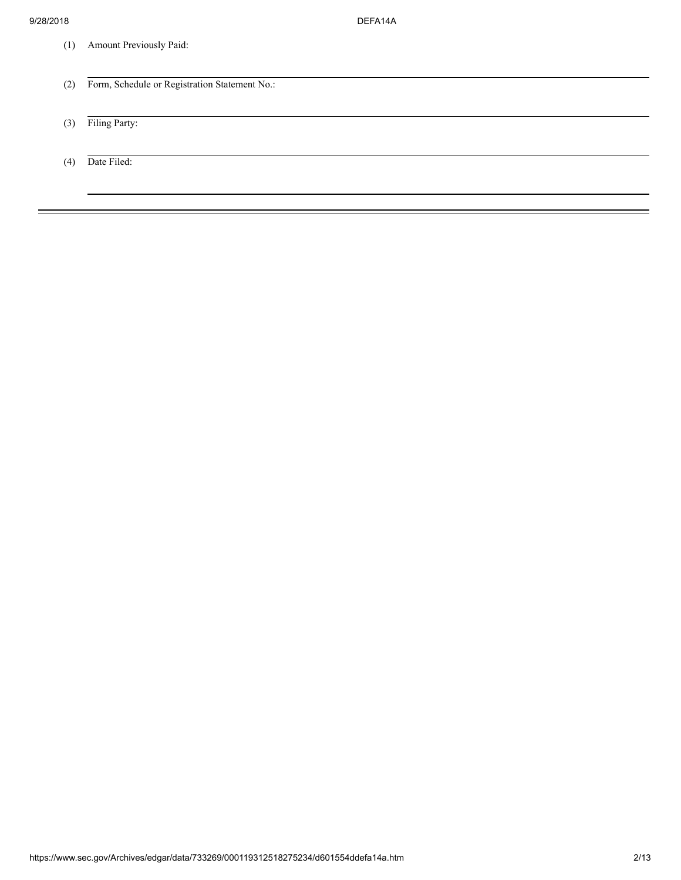(1) Amount Previously Paid:

---

(2) Form, Schedule or Registration Statement No.:

---

(3) Filing Party:

---

(4) Date Filed:

---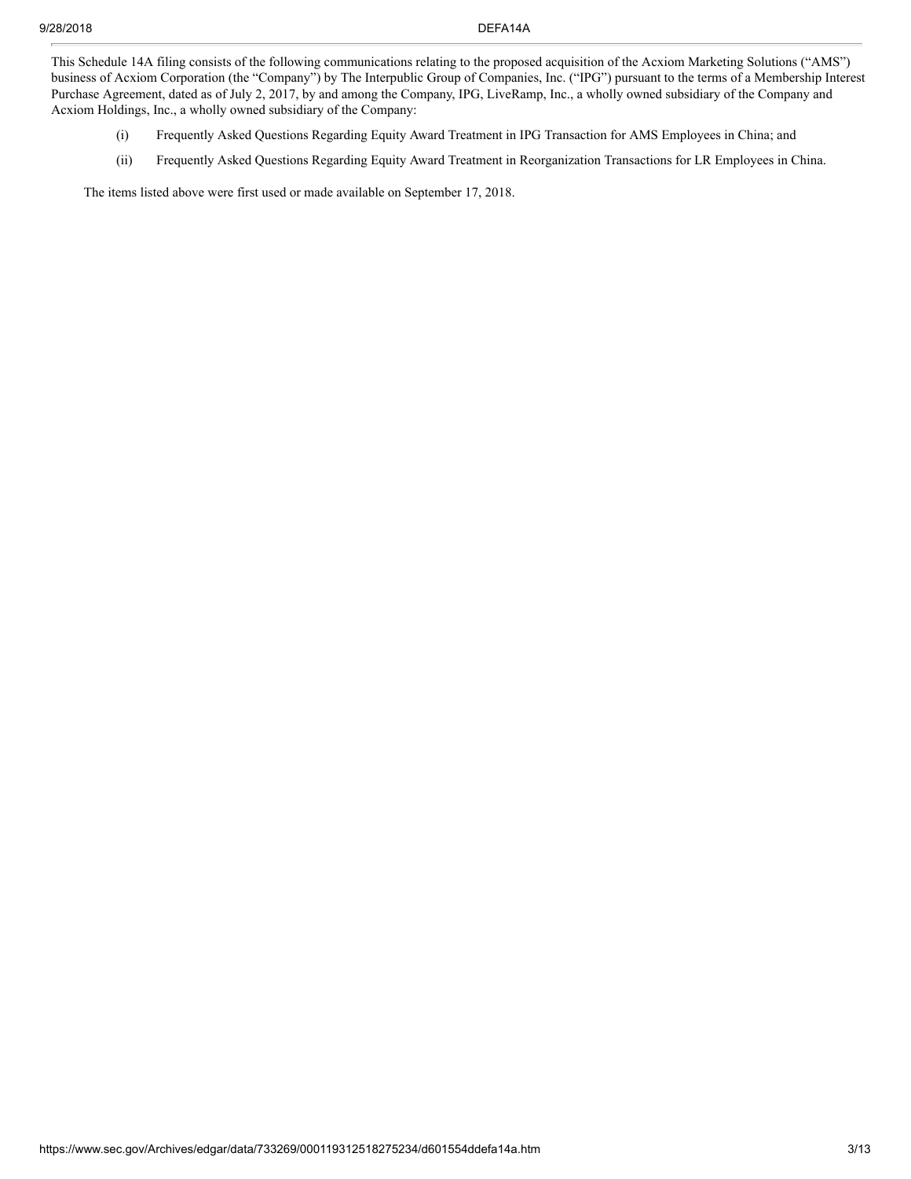This Schedule 14A filing consists of the following communications relating to the proposed acquisition of the Acxiom Marketing Solutions ("AMS") business of Acxiom Corporation (the "Company") by The Interpublic Group of Companies, Inc. ("IPG") pursuant to the terms of a Membership Interest Purchase Agreement, dated as of July 2, 2017, by and among the Company, IPG, LiveRamp, Inc., a wholly owned subsidiary of the Company and Acxiom Holdings, Inc., a wholly owned subsidiary of the Company:

(i) Frequently Asked Questions Regarding Equity Award Treatment in IPG Transaction for AMS Employees in China; and

(ii) Frequently Asked Questions Regarding Equity Award Treatment in Reorganization Transactions for LR Employees in China.

The items listed above were first used or made available on September 17, 2018.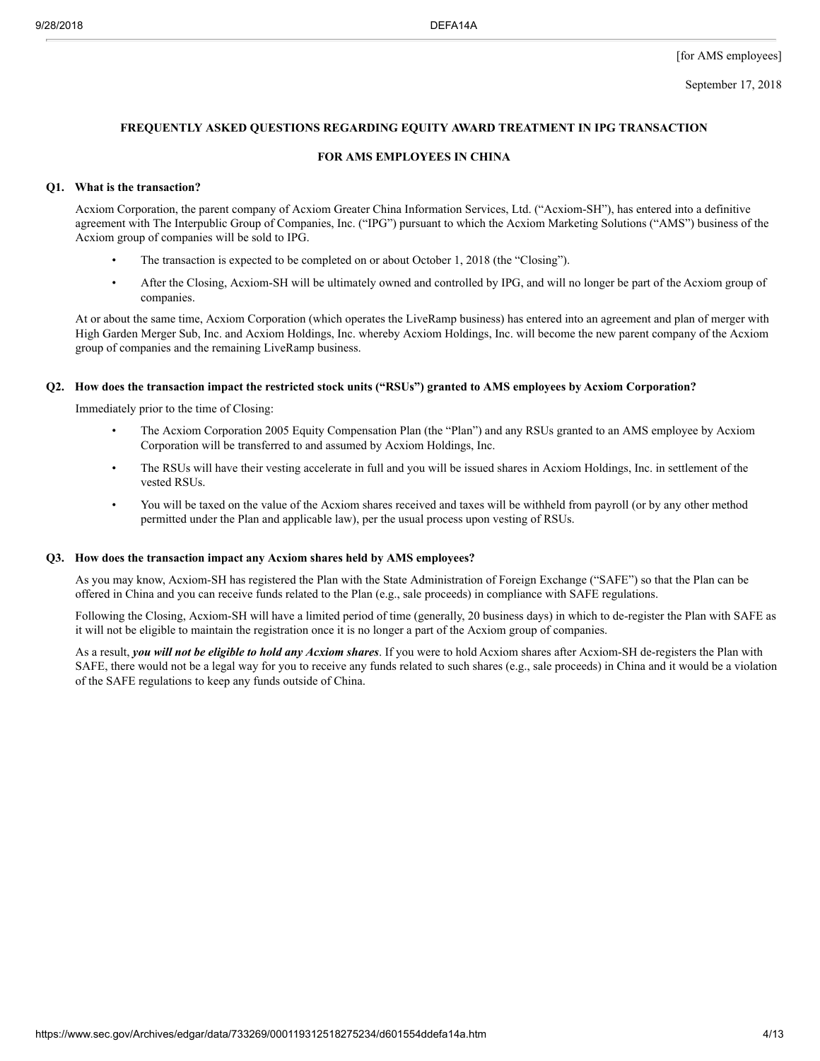[for AMS employees]

September 17, 2018

## FREQUENTLY ASKED QUESTIONS REGARDING EQUITY AWARD TREATMENT IN IPG TRANSACTION

## FOR AMS EMPLOYEES IN CHINA

### Q1. What is the transaction?

Acxiom Corporation, the parent company of Acxiom Greater China Information Services, Ltd. ("Acxiom-SH"), has entered into a definitive agreement with The Interpublic Group of Companies, Inc. ("IPG") pursuant to which the Acxiom Marketing Solutions ("AMS") business of the Acxiom group of companies will be sold to IPG.

- The transaction is expected to be completed on or about October 1, 2018 (the "Closing").
- After the Closing, Acxiom-SH will be ultimately owned and controlled by IPG, and will no longer be part of the Acxiom group of companies.

At or about the same time, Acxiom Corporation (which operates the LiveRamp business) has entered into an agreement and plan of merger with High Garden Merger Sub, Inc. and Acxiom Holdings, Inc. whereby Acxiom Holdings, Inc. will become the new parent company of the Acxiom group of companies and the remaining LiveRamp business.

### Q2. How does the transaction impact the restricted stock units ("RSUs") granted to AMS employees by Acxiom Corporation?

Immediately prior to the time of Closing:

- The Acxiom Corporation 2005 Equity Compensation Plan (the "Plan") and any RSUs granted to an AMS employee by Acxiom Corporation will be transferred to and assumed by Acxiom Holdings, Inc.
- The RSUs will have their vesting accelerate in full and you will be issued shares in Acxiom Holdings, Inc. in settlement of the vested RSUs.
- You will be taxed on the value of the Acxiom shares received and taxes will be withheld from payroll (or by any other method permitted under the Plan and applicable law), per the usual process upon vesting of RSUs.

### Q3. How does the transaction impact any Acxiom shares held by AMS employees?

As you may know, Acxiom-SH has registered the Plan with the State Administration of Foreign Exchange ("SAFE") so that the Plan can be offered in China and you can receive funds related to the Plan (e.g., sale proceeds) in compliance with SAFE regulations.

Following the Closing, Acxiom-SH will have a limited period of time (generally, 20 business days) in which to de-register the Plan with SAFE as it will not be eligible to maintain the registration once it is no longer a part of the Acxiom group of companies.

As a result, ***you will not be eligible to hold any Acxiom shares***. If you were to hold Acxiom shares after Acxiom-SH de-registers the Plan with SAFE, there would not be a legal way for you to receive any funds related to such shares (e.g., sale proceeds) in China and it would be a violation of the SAFE regulations to keep any funds outside of China.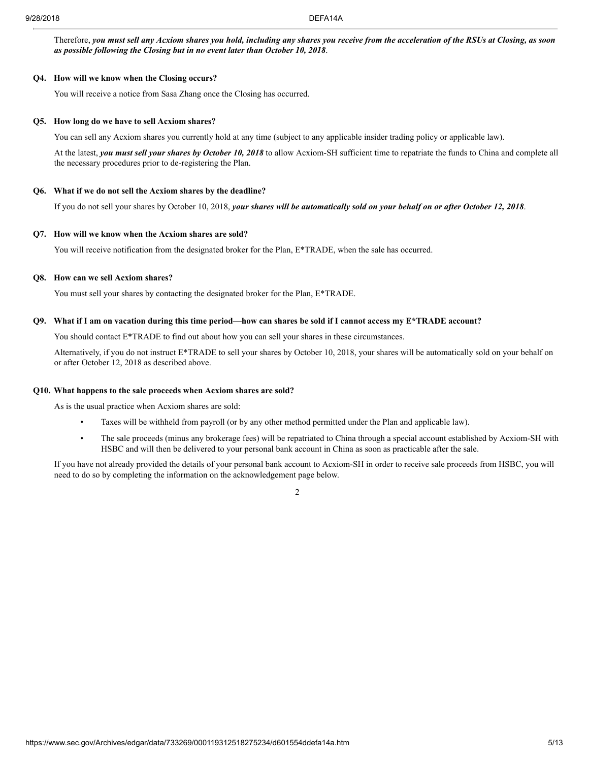Therefore, ***you must sell any Acxiom shares you hold, including any shares you receive from the acceleration of the RSUs at Closing, as soon as possible following the Closing but in no event later than October 10, 2018***.

**Q4. How will we know when the Closing occurs?**

You will receive a notice from Sasa Zhang once the Closing has occurred.

**Q5. How long do we have to sell Acxiom shares?**

You can sell any Acxiom shares you currently hold at any time (subject to any applicable insider trading policy or applicable law).

At the latest, ***you must sell your shares by October 10, 2018*** to allow Acxiom-SH sufficient time to repatriate the funds to China and complete all the necessary procedures prior to de-registering the Plan.

**Q6. What if we do not sell the Acxiom shares by the deadline?**

If you do not sell your shares by October 10, 2018, ***your shares will be automatically sold on your behalf on or after October 12, 2018***.

**Q7. How will we know when the Acxiom shares are sold?**

You will receive notification from the designated broker for the Plan, E*TRADE, when the sale has occurred.

**Q8. How can we sell Acxiom shares?**

You must sell your shares by contacting the designated broker for the Plan, E*TRADE.

**Q9. What if I am on vacation during this time period—how can shares be sold if I cannot access my E*TRADE account?**

You should contact E*TRADE to find out about how you can sell your shares in these circumstances.

Alternatively, if you do not instruct E*TRADE to sell your shares by October 10, 2018, your shares will be automatically sold on your behalf on or after October 12, 2018 as described above.

**Q10. What happens to the sale proceeds when Acxiom shares are sold?**

As is the usual practice when Acxiom shares are sold:

- Taxes will be withheld from payroll (or by any other method permitted under the Plan and applicable law).
- The sale proceeds (minus any brokerage fees) will be repatriated to China through a special account established by Acxiom-SH with HSBC and will then be delivered to your personal bank account in China as soon as practicable after the sale.

If you have not already provided the details of your personal bank account to Acxiom-SH in order to receive sale proceeds from HSBC, you will need to do so by completing the information on the acknowledgement page below.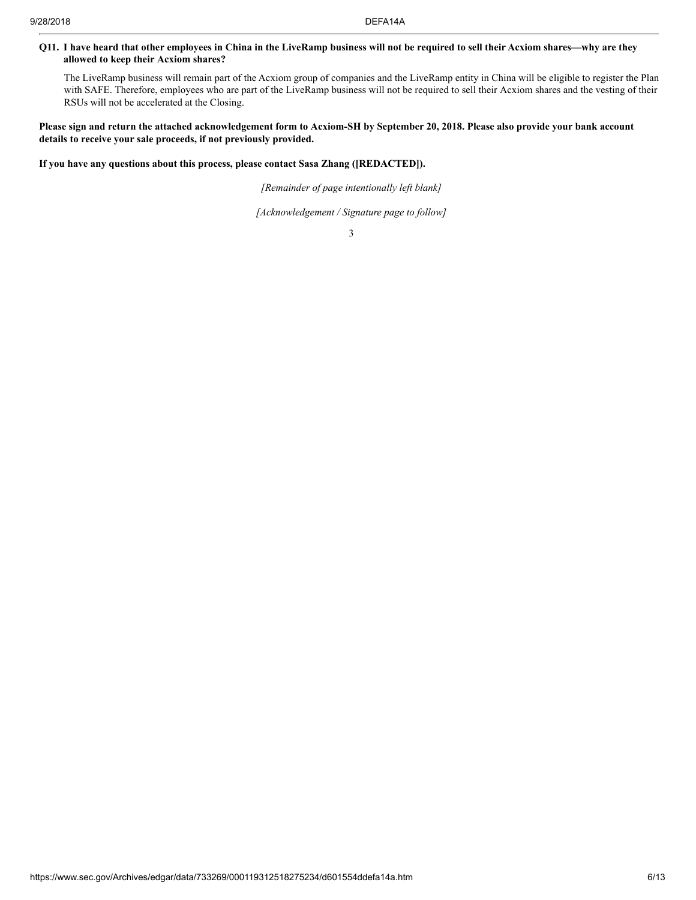**Q11. I have heard that other employees in China in the LiveRamp business will not be required to sell their Acxiom shares—why are they allowed to keep their Acxiom shares?**

The LiveRamp business will remain part of the Acxiom group of companies and the LiveRamp entity in China will be eligible to register the Plan with SAFE. Therefore, employees who are part of the LiveRamp business will not be required to sell their Acxiom shares and the vesting of their RSUs will not be accelerated at the Closing.

**Please sign and return the attached acknowledgement form to Acxiom-SH by September 20, 2018. Please also provide your bank account details to receive your sale proceeds, if not previously provided.**

**If you have any questions about this process, please contact Sasa Zhang ([REDACTED]).**

*[Remainder of page intentionally left blank]*

*[Acknowledgement / Signature page to follow]*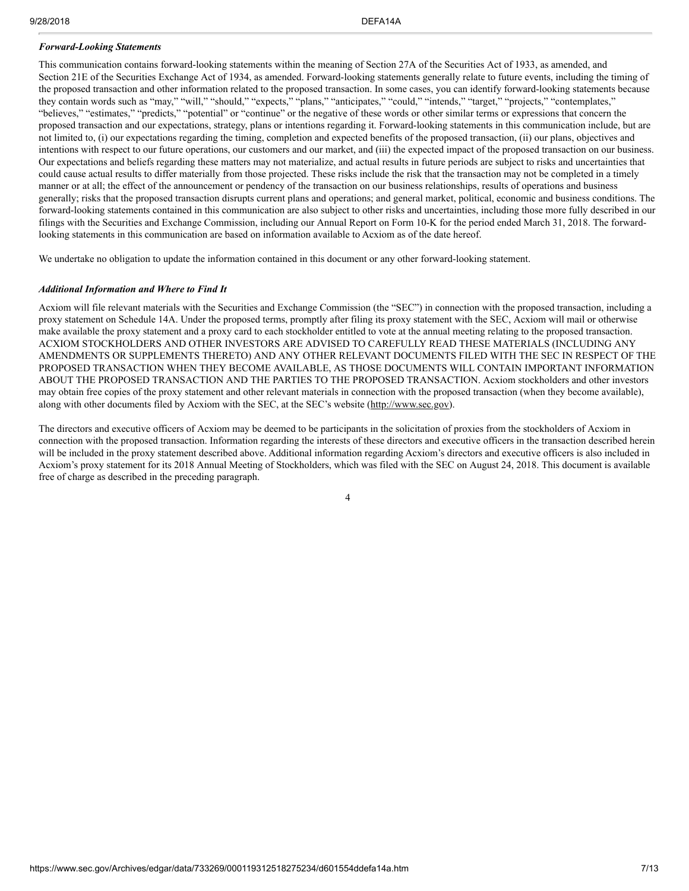### *Forward-Looking Statements*

This communication contains forward-looking statements within the meaning of Section 27A of the Securities Act of 1933, as amended, and Section 21E of the Securities Exchange Act of 1934, as amended. Forward-looking statements generally relate to future events, including the timing of the proposed transaction and other information related to the proposed transaction. In some cases, you can identify forward-looking statements because they contain words such as "may," "will," "should," "expects," "plans," "anticipates," "could," "intends," "target," "projects," "contemplates," "believes," "estimates," "predicts," "potential" or "continue" or the negative of these words or other similar terms or expressions that concern the proposed transaction and our expectations, strategy, plans or intentions regarding it. Forward-looking statements in this communication include, but are not limited to, (i) our expectations regarding the timing, completion and expected benefits of the proposed transaction, (ii) our plans, objectives and intentions with respect to our future operations, our customers and our market, and (iii) the expected impact of the proposed transaction on our business. Our expectations and beliefs regarding these matters may not materialize, and actual results in future periods are subject to risks and uncertainties that could cause actual results to differ materially from those projected. These risks include the risk that the transaction may not be completed in a timely manner or at all; the effect of the announcement or pendency of the transaction on our business relationships, results of operations and business generally; risks that the proposed transaction disrupts current plans and operations; and general market, political, economic and business conditions. The forward-looking statements contained in this communication are also subject to other risks and uncertainties, including those more fully described in our filings with the Securities and Exchange Commission, including our Annual Report on Form 10-K for the period ended March 31, 2018. The forward-looking statements in this communication are based on information available to Acxiom as of the date hereof.

We undertake no obligation to update the information contained in this document or any other forward-looking statement.

### *Additional Information and Where to Find It*

Acxiom will file relevant materials with the Securities and Exchange Commission (the "SEC") in connection with the proposed transaction, including a proxy statement on Schedule 14A. Under the proposed terms, promptly after filing its proxy statement with the SEC, Acxiom will mail or otherwise make available the proxy statement and a proxy card to each stockholder entitled to vote at the annual meeting relating to the proposed transaction. ACXIOM STOCKHOLDERS AND OTHER INVESTORS ARE ADVISED TO CAREFULLY READ THESE MATERIALS (INCLUDING ANY AMENDMENTS OR SUPPLEMENTS THERETO) AND ANY OTHER RELEVANT DOCUMENTS FILED WITH THE SEC IN RESPECT OF THE PROPOSED TRANSACTION WHEN THEY BECOME AVAILABLE, AS THOSE DOCUMENTS WILL CONTAIN IMPORTANT INFORMATION ABOUT THE PROPOSED TRANSACTION AND THE PARTIES TO THE PROPOSED TRANSACTION. Acxiom stockholders and other investors may obtain free copies of the proxy statement and other relevant materials in connection with the proposed transaction (when they become available), along with other documents filed by Acxiom with the SEC, at the SEC's website (http://www.sec.gov).

The directors and executive officers of Acxiom may be deemed to be participants in the solicitation of proxies from the stockholders of Acxiom in connection with the proposed transaction. Information regarding the interests of these directors and executive officers in the transaction described herein will be included in the proxy statement described above. Additional information regarding Acxiom's directors and executive officers is also included in Acxiom's proxy statement for its 2018 Annual Meeting of Stockholders, which was filed with the SEC on August 24, 2018. This document is available free of charge as described in the preceding paragraph.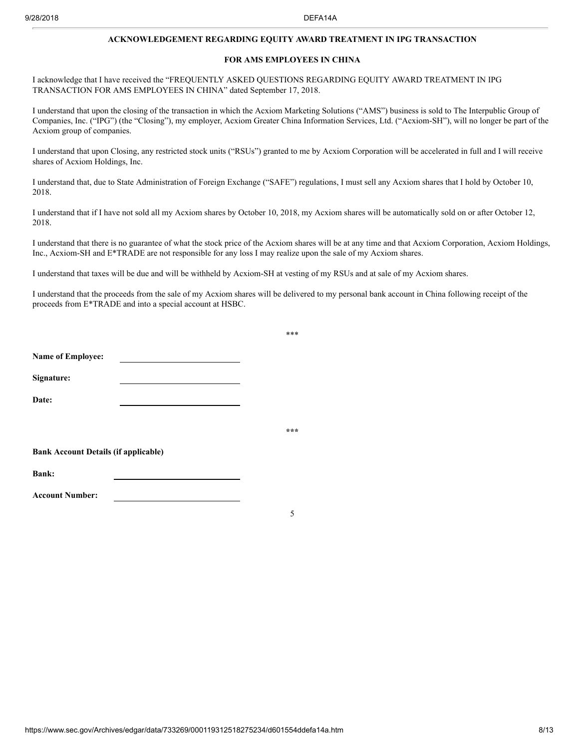**ACKNOWLEDGEMENT REGARDING EQUITY AWARD TREATMENT IN IPG TRANSACTION**

**FOR AMS EMPLOYEES IN CHINA**

I acknowledge that I have received the "FREQUENTLY ASKED QUESTIONS REGARDING EQUITY AWARD TREATMENT IN IPG TRANSACTION FOR AMS EMPLOYEES IN CHINA" dated September 17, 2018.

I understand that upon the closing of the transaction in which the Acxiom Marketing Solutions ("AMS") business is sold to The Interpublic Group of Companies, Inc. ("IPG") (the "Closing"), my employer, Acxiom Greater China Information Services, Ltd. ("Acxiom-SH"), will no longer be part of the Acxiom group of companies.

I understand that upon Closing, any restricted stock units ("RSUs") granted to me by Acxiom Corporation will be accelerated in full and I will receive shares of Acxiom Holdings, Inc.

I understand that, due to State Administration of Foreign Exchange ("SAFE") regulations, I must sell any Acxiom shares that I hold by October 10, 2018.

I understand that if I have not sold all my Acxiom shares by October 10, 2018, my Acxiom shares will be automatically sold on or after October 12, 2018.

I understand that there is no guarantee of what the stock price of the Acxiom shares will be at any time and that Acxiom Corporation, Acxiom Holdings, Inc., Acxiom-SH and E*TRADE are not responsible for any loss I may realize upon the sale of my Acxiom shares.

I understand that taxes will be due and will be withheld by Acxiom-SH at vesting of my RSUs and at sale of my Acxiom shares.

I understand that the proceeds from the sale of my Acxiom shares will be delivered to my personal bank account in China following receipt of the proceeds from E*TRADE and into a special account at HSBC.

***

**Name of Employee:** ______________________________

**Signature:** ______________________________

**Date:** ______________________________

***

**Bank Account Details (if applicable)**

**Bank:** ______________________________

**Account Number:** ______________________________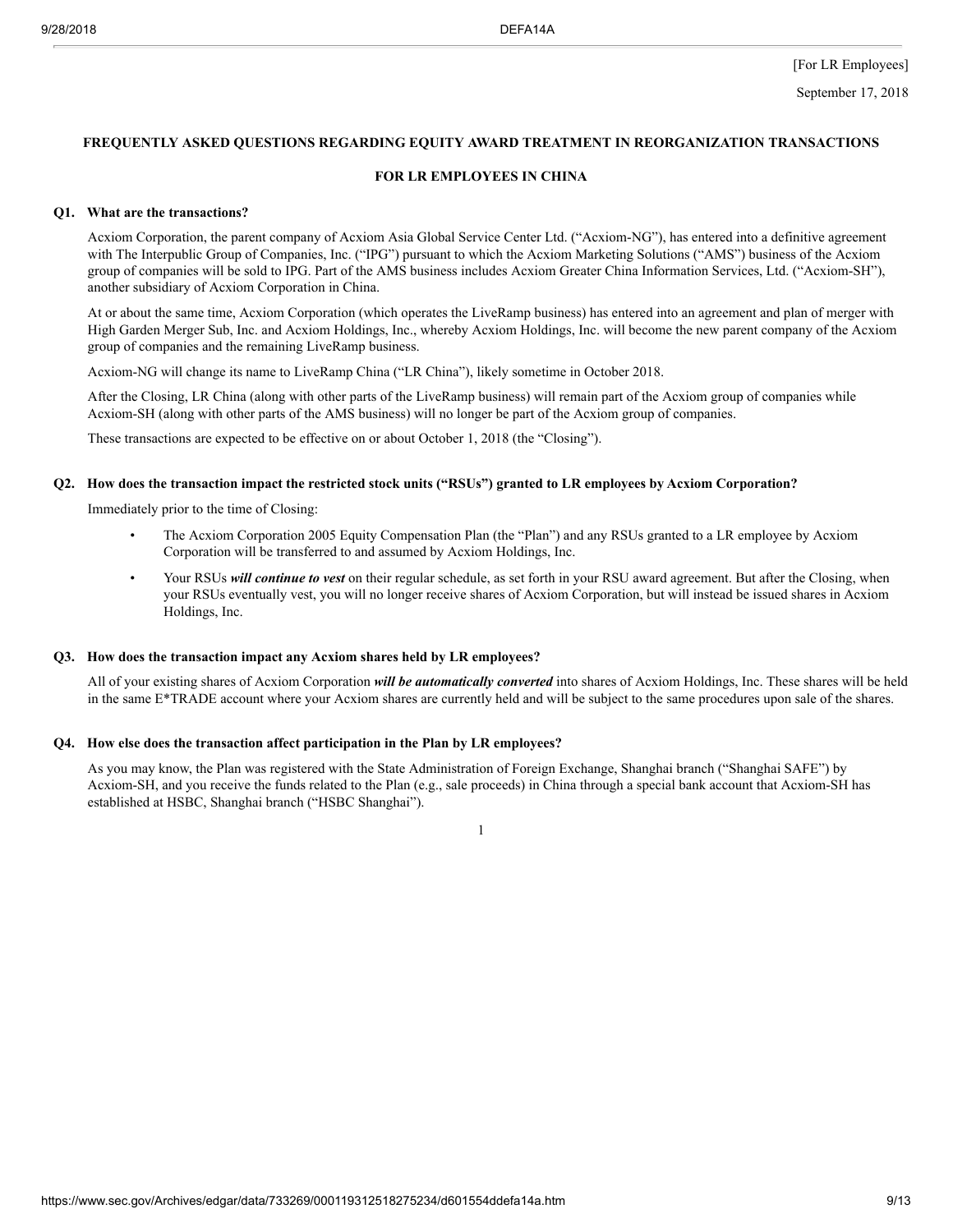[For LR Employees]

September 17, 2018

**FREQUENTLY ASKED QUESTIONS REGARDING EQUITY AWARD TREATMENT IN REORGANIZATION TRANSACTIONS**

**FOR LR EMPLOYEES IN CHINA**

**Q1. What are the transactions?**

Acxiom Corporation, the parent company of Acxiom Asia Global Service Center Ltd. ("Acxiom-NG"), has entered into a definitive agreement with The Interpublic Group of Companies, Inc. ("IPG") pursuant to which the Acxiom Marketing Solutions ("AMS") business of the Acxiom group of companies will be sold to IPG. Part of the AMS business includes Acxiom Greater China Information Services, Ltd. ("Acxiom-SH"), another subsidiary of Acxiom Corporation in China.

At or about the same time, Acxiom Corporation (which operates the LiveRamp business) has entered into an agreement and plan of merger with High Garden Merger Sub, Inc. and Acxiom Holdings, Inc., whereby Acxiom Holdings, Inc. will become the new parent company of the Acxiom group of companies and the remaining LiveRamp business.

Acxiom-NG will change its name to LiveRamp China ("LR China"), likely sometime in October 2018.

After the Closing, LR China (along with other parts of the LiveRamp business) will remain part of the Acxiom group of companies while Acxiom-SH (along with other parts of the AMS business) will no longer be part of the Acxiom group of companies.

These transactions are expected to be effective on or about October 1, 2018 (the "Closing").

**Q2. How does the transaction impact the restricted stock units ("RSUs") granted to LR employees by Acxiom Corporation?**

Immediately prior to the time of Closing:

- The Acxiom Corporation 2005 Equity Compensation Plan (the "Plan") and any RSUs granted to a LR employee by Acxiom Corporation will be transferred to and assumed by Acxiom Holdings, Inc.
- Your RSUs ***will continue to vest*** on their regular schedule, as set forth in your RSU award agreement. But after the Closing, when your RSUs eventually vest, you will no longer receive shares of Acxiom Corporation, but will instead be issued shares in Acxiom Holdings, Inc.

**Q3. How does the transaction impact any Acxiom shares held by LR employees?**

All of your existing shares of Acxiom Corporation ***will be automatically converted*** into shares of Acxiom Holdings, Inc. These shares will be held in the same E*TRADE account where your Acxiom shares are currently held and will be subject to the same procedures upon sale of the shares.

**Q4. How else does the transaction affect participation in the Plan by LR employees?**

As you may know, the Plan was registered with the State Administration of Foreign Exchange, Shanghai branch ("Shanghai SAFE") by Acxiom-SH, and you receive the funds related to the Plan (e.g., sale proceeds) in China through a special bank account that Acxiom-SH has established at HSBC, Shanghai branch ("HSBC Shanghai").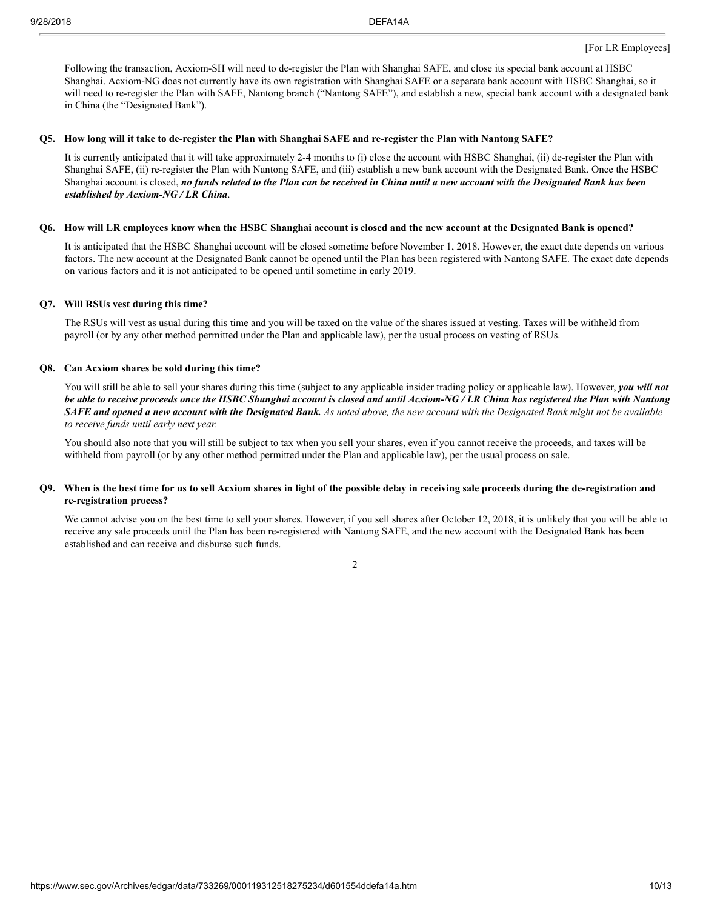[For LR Employees]

Following the transaction, Acxiom-SH will need to de-register the Plan with Shanghai SAFE, and close its special bank account at HSBC Shanghai. Acxiom-NG does not currently have its own registration with Shanghai SAFE or a separate bank account with HSBC Shanghai, so it will need to re-register the Plan with SAFE, Nantong branch ("Nantong SAFE"), and establish a new, special bank account with a designated bank in China (the "Designated Bank").

**Q5. How long will it take to de-register the Plan with Shanghai SAFE and re-register the Plan with Nantong SAFE?**

It is currently anticipated that it will take approximately 2-4 months to (i) close the account with HSBC Shanghai, (ii) de-register the Plan with Shanghai SAFE, (ii) re-register the Plan with Nantong SAFE, and (iii) establish a new bank account with the Designated Bank. Once the HSBC Shanghai account is closed, ***no funds related to the Plan can be received in China until a new account with the Designated Bank has been established by Acxiom-NG / LR China***.

**Q6. How will LR employees know when the HSBC Shanghai account is closed and the new account at the Designated Bank is opened?**

It is anticipated that the HSBC Shanghai account will be closed sometime before November 1, 2018. However, the exact date depends on various factors. The new account at the Designated Bank cannot be opened until the Plan has been registered with Nantong SAFE. The exact date depends on various factors and it is not anticipated to be opened until sometime in early 2019.

**Q7. Will RSUs vest during this time?**

The RSUs will vest as usual during this time and you will be taxed on the value of the shares issued at vesting. Taxes will be withheld from payroll (or by any other method permitted under the Plan and applicable law), per the usual process on vesting of RSUs.

**Q8. Can Acxiom shares be sold during this time?**

You will still be able to sell your shares during this time (subject to any applicable insider trading policy or applicable law). However, ***you will not be able to receive proceeds once the HSBC Shanghai account is closed and until Acxiom-NG / LR China has registered the Plan with Nantong SAFE and opened a new account with the Designated Bank.*** *As noted above, the new account with the Designated Bank might not be available to receive funds until early next year.*

You should also note that you will still be subject to tax when you sell your shares, even if you cannot receive the proceeds, and taxes will be withheld from payroll (or by any other method permitted under the Plan and applicable law), per the usual process on sale.

**Q9. When is the best time for us to sell Acxiom shares in light of the possible delay in receiving sale proceeds during the de-registration and re-registration process?**

We cannot advise you on the best time to sell your shares. However, if you sell shares after October 12, 2018, it is unlikely that you will be able to receive any sale proceeds until the Plan has been re-registered with Nantong SAFE, and the new account with the Designated Bank has been established and can receive and disburse such funds.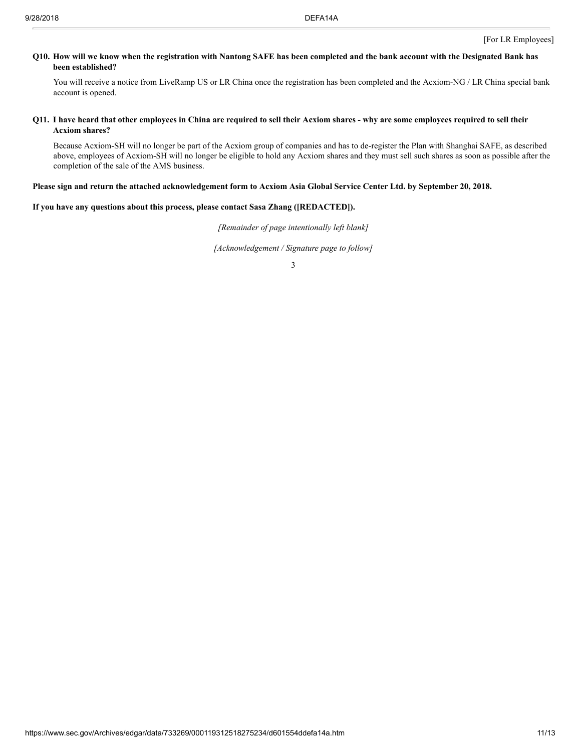[For LR Employees]

**Q10. How will we know when the registration with Nantong SAFE has been completed and the bank account with the Designated Bank has been established?**

You will receive a notice from LiveRamp US or LR China once the registration has been completed and the Acxiom-NG / LR China special bank account is opened.

**Q11. I have heard that other employees in China are required to sell their Acxiom shares - why are some employees required to sell their Acxiom shares?**

Because Acxiom-SH will no longer be part of the Acxiom group of companies and has to de-register the Plan with Shanghai SAFE, as described above, employees of Acxiom-SH will no longer be eligible to hold any Acxiom shares and they must sell such shares as soon as possible after the completion of the sale of the AMS business.

**Please sign and return the attached acknowledgement form to Acxiom Asia Global Service Center Ltd. by September 20, 2018.**

**If you have any questions about this process, please contact Sasa Zhang ([REDACTED]).**

*[Remainder of page intentionally left blank]*

*[Acknowledgement / Signature page to follow]*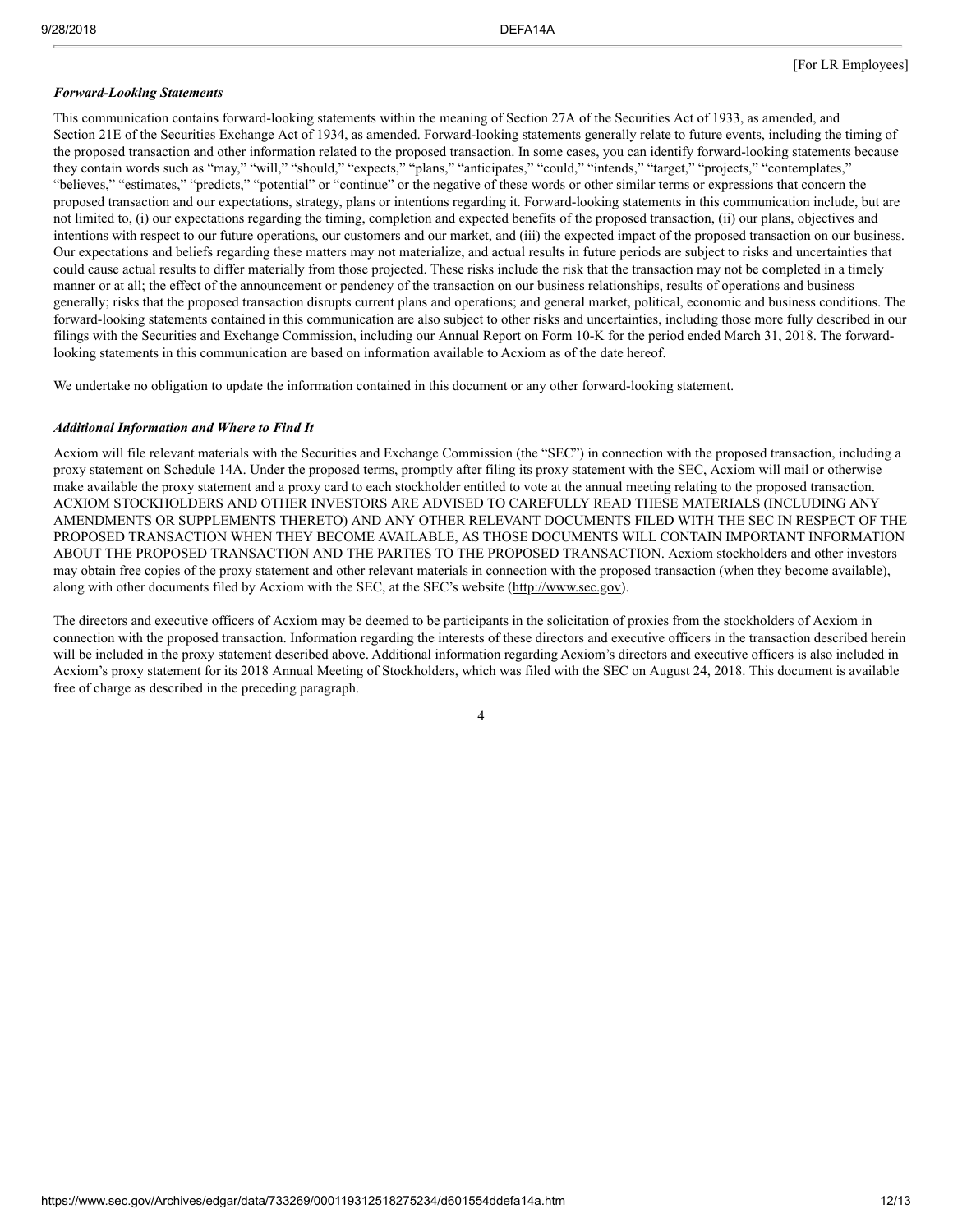[For LR Employees]

***Forward-Looking Statements***

This communication contains forward-looking statements within the meaning of Section 27A of the Securities Act of 1933, as amended, and Section 21E of the Securities Exchange Act of 1934, as amended. Forward-looking statements generally relate to future events, including the timing of the proposed transaction and other information related to the proposed transaction. In some cases, you can identify forward-looking statements because they contain words such as "may," "will," "should," "expects," "plans," "anticipates," "could," "intends," "target," "projects," "contemplates," "believes," "estimates," "predicts," "potential" or "continue" or the negative of these words or other similar terms or expressions that concern the proposed transaction and our expectations, strategy, plans or intentions regarding it. Forward-looking statements in this communication include, but are not limited to, (i) our expectations regarding the timing, completion and expected benefits of the proposed transaction, (ii) our plans, objectives and intentions with respect to our future operations, our customers and our market, and (iii) the expected impact of the proposed transaction on our business. Our expectations and beliefs regarding these matters may not materialize, and actual results in future periods are subject to risks and uncertainties that could cause actual results to differ materially from those projected. These risks include the risk that the transaction may not be completed in a timely manner or at all; the effect of the announcement or pendency of the transaction on our business relationships, results of operations and business generally; risks that the proposed transaction disrupts current plans and operations; and general market, political, economic and business conditions. The forward-looking statements contained in this communication are also subject to other risks and uncertainties, including those more fully described in our filings with the Securities and Exchange Commission, including our Annual Report on Form 10-K for the period ended March 31, 2018. The forward-looking statements in this communication are based on information available to Acxiom as of the date hereof.

We undertake no obligation to update the information contained in this document or any other forward-looking statement.

***Additional Information and Where to Find It***

Acxiom will file relevant materials with the Securities and Exchange Commission (the "SEC") in connection with the proposed transaction, including a proxy statement on Schedule 14A. Under the proposed terms, promptly after filing its proxy statement with the SEC, Acxiom will mail or otherwise make available the proxy statement and a proxy card to each stockholder entitled to vote at the annual meeting relating to the proposed transaction. ACXIOM STOCKHOLDERS AND OTHER INVESTORS ARE ADVISED TO CAREFULLY READ THESE MATERIALS (INCLUDING ANY AMENDMENTS OR SUPPLEMENTS THERETO) AND ANY OTHER RELEVANT DOCUMENTS FILED WITH THE SEC IN RESPECT OF THE PROPOSED TRANSACTION WHEN THEY BECOME AVAILABLE, AS THOSE DOCUMENTS WILL CONTAIN IMPORTANT INFORMATION ABOUT THE PROPOSED TRANSACTION AND THE PARTIES TO THE PROPOSED TRANSACTION. Acxiom stockholders and other investors may obtain free copies of the proxy statement and other relevant materials in connection with the proposed transaction (when they become available), along with other documents filed by Acxiom with the SEC, at the SEC's website (http://www.sec.gov).

The directors and executive officers of Acxiom may be deemed to be participants in the solicitation of proxies from the stockholders of Acxiom in connection with the proposed transaction. Information regarding the interests of these directors and executive officers in the transaction described herein will be included in the proxy statement described above. Additional information regarding Acxiom's directors and executive officers is also included in Acxiom's proxy statement for its 2018 Annual Meeting of Stockholders, which was filed with the SEC on August 24, 2018. This document is available free of charge as described in the preceding paragraph.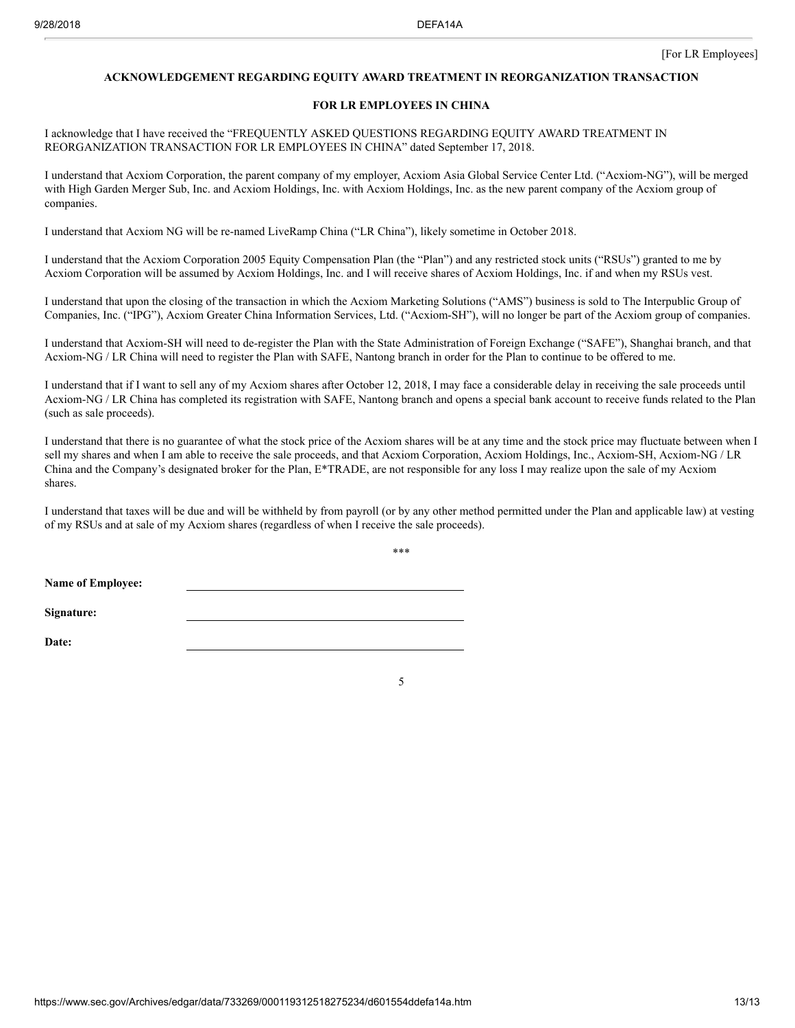[For LR Employees]

**ACKNOWLEDGEMENT REGARDING EQUITY AWARD TREATMENT IN REORGANIZATION TRANSACTION**

**FOR LR EMPLOYEES IN CHINA**

I acknowledge that I have received the "FREQUENTLY ASKED QUESTIONS REGARDING EQUITY AWARD TREATMENT IN REORGANIZATION TRANSACTION FOR LR EMPLOYEES IN CHINA" dated September 17, 2018.

I understand that Acxiom Corporation, the parent company of my employer, Acxiom Asia Global Service Center Ltd. ("Acxiom-NG"), will be merged with High Garden Merger Sub, Inc. and Acxiom Holdings, Inc. with Acxiom Holdings, Inc. as the new parent company of the Acxiom group of companies.

I understand that Acxiom NG will be re-named LiveRamp China ("LR China"), likely sometime in October 2018.

I understand that the Acxiom Corporation 2005 Equity Compensation Plan (the "Plan") and any restricted stock units ("RSUs") granted to me by Acxiom Corporation will be assumed by Acxiom Holdings, Inc. and I will receive shares of Acxiom Holdings, Inc. if and when my RSUs vest.

I understand that upon the closing of the transaction in which the Acxiom Marketing Solutions ("AMS") business is sold to The Interpublic Group of Companies, Inc. ("IPG"), Acxiom Greater China Information Services, Ltd. ("Acxiom-SH"), will no longer be part of the Acxiom group of companies.

I understand that Acxiom-SH will need to de-register the Plan with the State Administration of Foreign Exchange ("SAFE"), Shanghai branch, and that Acxiom-NG / LR China will need to register the Plan with SAFE, Nantong branch in order for the Plan to continue to be offered to me.

I understand that if I want to sell any of my Acxiom shares after October 12, 2018, I may face a considerable delay in receiving the sale proceeds until Acxiom-NG / LR China has completed its registration with SAFE, Nantong branch and opens a special bank account to receive funds related to the Plan (such as sale proceeds).

I understand that there is no guarantee of what the stock price of the Acxiom shares will be at any time and the stock price may fluctuate between when I sell my shares and when I am able to receive the sale proceeds, and that Acxiom Corporation, Acxiom Holdings, Inc., Acxiom-SH, Acxiom-NG / LR China and the Company's designated broker for the Plan, E*TRADE, are not responsible for any loss I may realize upon the sale of my Acxiom shares.

I understand that taxes will be due and will be withheld by from payroll (or by any other method permitted under the Plan and applicable law) at vesting of my RSUs and at sale of my Acxiom shares (regardless of when I receive the sale proceeds).

***

**Name of Employee:** ______________________________

**Signature:** ______________________________

**Date:** ______________________________